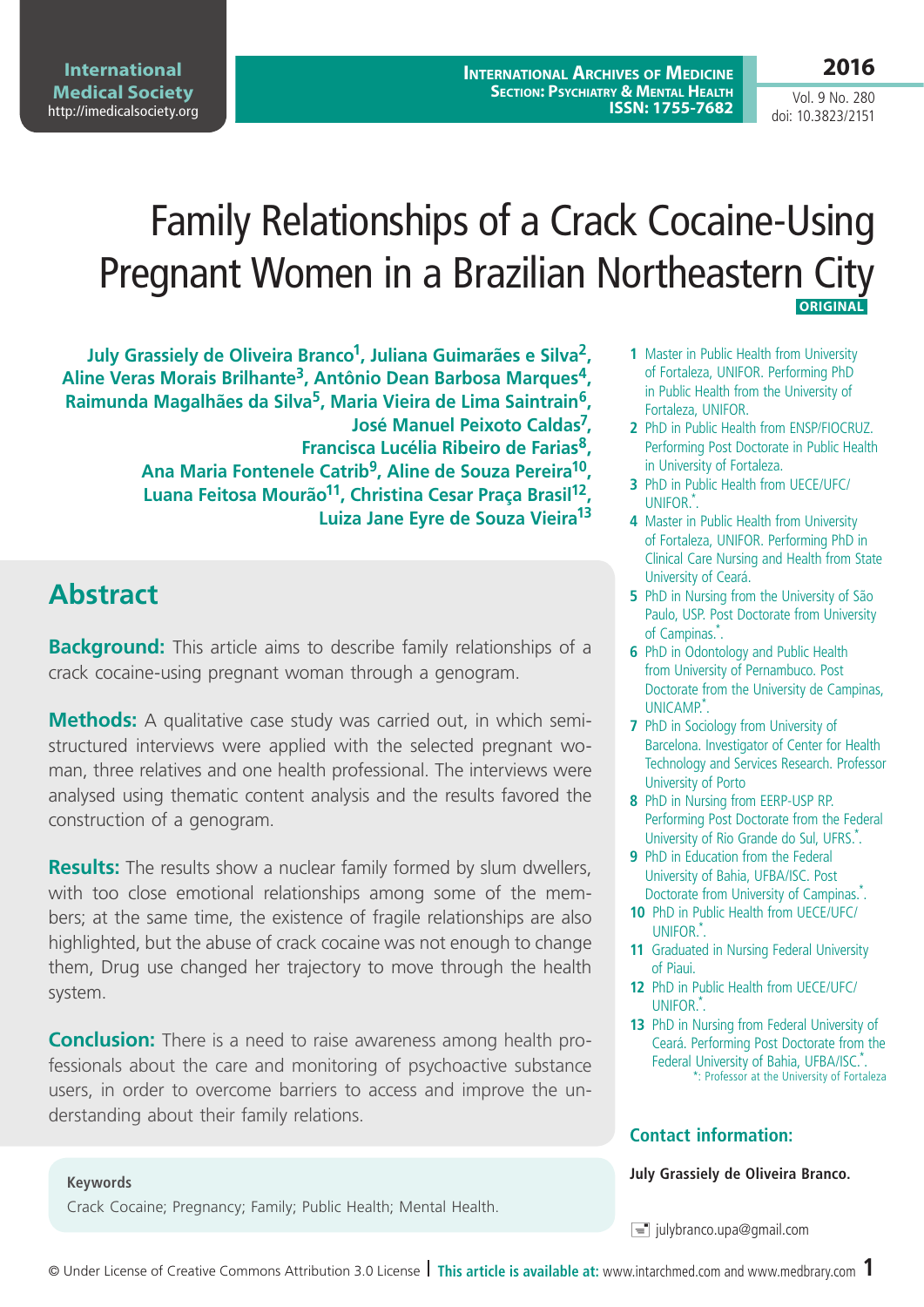# Family Relationships of a Crack Cocaine-Using Pregnant Women in a Brazilian Northeastern City

**ORIGINAL**

**July Grassiely de Oliveira Branco[1], Juliana Guimarães e Silva[2], Aline Veras Morais Brilhante[3], Antônio Dean Barbosa Marques[4], Raimunda Magalhães da Silva[5], Maria Vieira de Lima Saintrain[6], José Manuel Peixoto Caldas[7], Francisca Lucélia Ribeiro de Farias[8], Ana Maria Fontenele Catrib[9], Aline de Souza Pereira[10], Luana Feitosa Mourão[11], Christina Cesar Praça Brasil[12], Luiza Jane Eyre de Souza Vieira[13]**

1. Master in Public Health from University of Fortaleza, UNIFOR. Performing PhD in Public Health from the University of Fortaleza, UNIFOR.
2. PhD in Public Health from ENSP/FIOCRUZ. Performing Post Doctorate in Public Health in University of Fortaleza.
3. PhD in Public Health from UECE/UFC/UNIFOR.*.
4. Master in Public Health from University of Fortaleza, UNIFOR. Performing PhD in Clinical Care Nursing and Health from State University of Ceará.
5. PhD in Nursing from the University of São Paulo, USP. Post Doctorate from University of Campinas.*.
6. PhD in Odontology and Public Health from University of Pernambuco. Post Doctorate from the University de Campinas, UNICAMP.*.
7. PhD in Sociology from University of Barcelona. Investigator of Center for Health Technology and Services Research. Professor University of Porto
8. PhD in Nursing from EERP-USP RP. Performing Post Doctorate from the Federal University of Rio Grande do Sul, UFRS.*.
9. PhD in Education from the Federal University of Bahia, UFBA/ISC. Post Doctorate from University of Campinas.*.
10. PhD in Public Health from UECE/UFC/UNIFOR.*.
11. Graduated in Nursing Federal University of Piaui.
12. PhD in Public Health from UECE/UFC/UNIFOR.*.
13. PhD in Nursing from Federal University of Ceará. Performing Post Doctorate from the Federal University of Bahia, UFBA/ISC.*.

*: Professor at the University of Fortaleza

## Abstract

**Background:** This article aims to describe family relationships of a crack cocaine-using pregnant woman through a genogram.

**Methods:** A qualitative case study was carried out, in which semi-structured interviews were applied with the selected pregnant woman, three relatives and one health professional. The interviews were analysed using thematic content analysis and the results favored the construction of a genogram.

**Results:** The results show a nuclear family formed by slum dwellers, with too close emotional relationships among some of the members; at the same time, the existence of fragile relationships are also highlighted, but the abuse of crack cocaine was not enough to change them, Drug use changed her trajectory to move through the health system.

**Conclusion:** There is a need to raise awareness among health professionals about the care and monitoring of psychoactive substance users, in order to overcome barriers to access and improve the understanding about their family relations.

### Keywords

Crack Cocaine; Pregnancy; Family; Public Health; Mental Health.

### Contact information:

**July Grassiely de Oliveira Branco.**

julybranco.upa@gmail.com

© Under License of Creative Commons Attribution 3.0 License | **This article is available at:** www.intarchmed.com and www.medbrary.com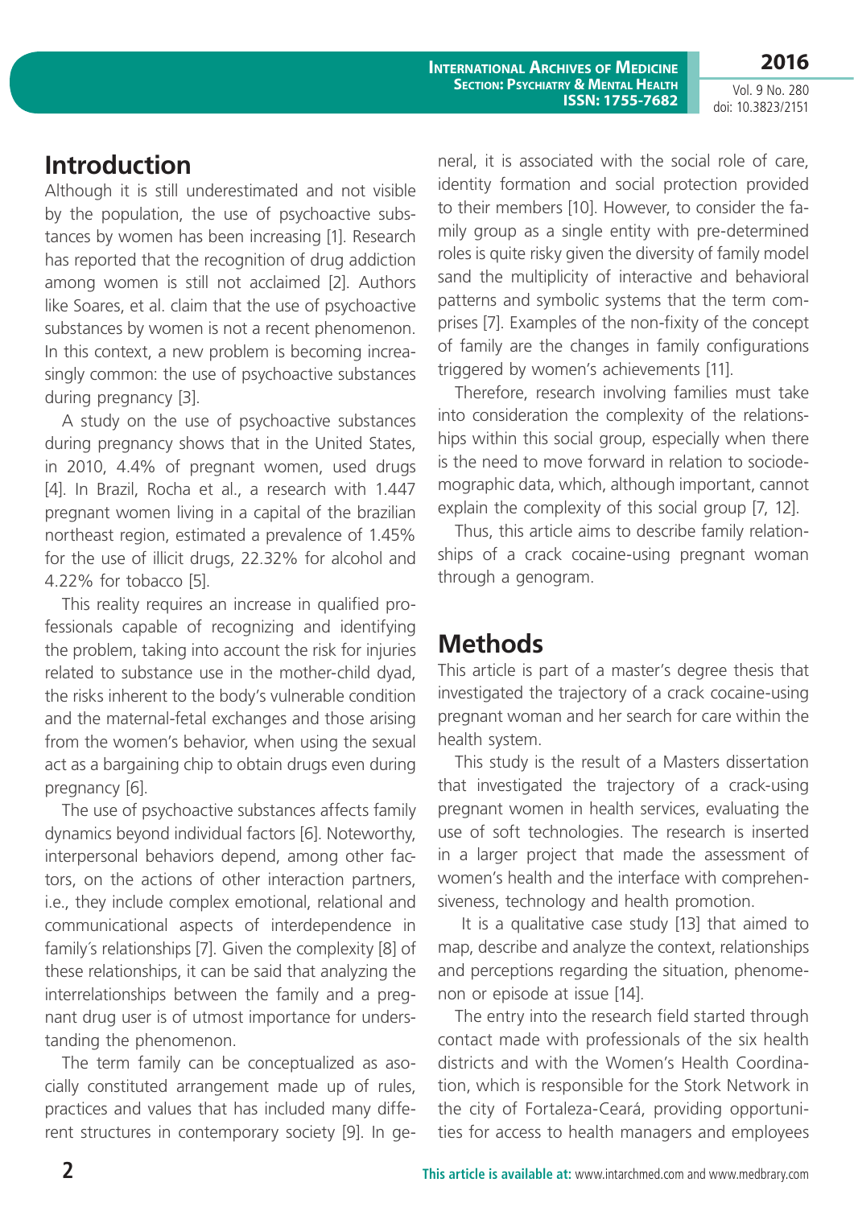## Introduction

Although it is still underestimated and not visible by the population, the use of psychoactive substances by women has been increasing [1]. Research has reported that the recognition of drug addiction among women is still not acclaimed [2]. Authors like Soares, et al. claim that the use of psychoactive substances by women is not a recent phenomenon. In this context, a new problem is becoming increasingly common: the use of psychoactive substances during pregnancy [3].

A study on the use of psychoactive substances during pregnancy shows that in the United States, in 2010, 4.4% of pregnant women, used drugs [4]. In Brazil, Rocha et al., a research with 1.447 pregnant women living in a capital of the brazilian northeast region, estimated a prevalence of 1.45% for the use of illicit drugs, 22.32% for alcohol and 4.22% for tobacco [5].

This reality requires an increase in qualified professionals capable of recognizing and identifying the problem, taking into account the risk for injuries related to substance use in the mother-child dyad, the risks inherent to the body's vulnerable condition and the maternal-fetal exchanges and those arising from the women's behavior, when using the sexual act as a bargaining chip to obtain drugs even during pregnancy [6].

The use of psychoactive substances affects family dynamics beyond individual factors [6]. Noteworthy, interpersonal behaviors depend, among other factors, on the actions of other interaction partners, i.e., they include complex emotional, relational and communicational aspects of interdependence in family´s relationships [7]. Given the complexity [8] of these relationships, it can be said that analyzing the interrelationships between the family and a pregnant drug user is of utmost importance for understanding the phenomenon.

The term family can be conceptualized as asocially constituted arrangement made up of rules, practices and values that has included many different structures in contemporary society [9]. In general, it is associated with the social role of care, identity formation and social protection provided to their members [10]. However, to consider the family group as a single entity with pre-determined roles is quite risky given the diversity of family model sand the multiplicity of interactive and behavioral patterns and symbolic systems that the term comprises [7]. Examples of the non-fixity of the concept of family are the changes in family configurations triggered by women's achievements [11].

Therefore, research involving families must take into consideration the complexity of the relationships within this social group, especially when there is the need to move forward in relation to sociodemographic data, which, although important, cannot explain the complexity of this social group [7, 12].

Thus, this article aims to describe family relationships of a crack cocaine-using pregnant woman through a genogram.

## Methods

This article is part of a master's degree thesis that investigated the trajectory of a crack cocaine-using pregnant woman and her search for care within the health system.

This study is the result of a Masters dissertation that investigated the trajectory of a crack-using pregnant women in health services, evaluating the use of soft technologies. The research is inserted in a larger project that made the assessment of women's health and the interface with comprehensiveness, technology and health promotion.

It is a qualitative case study [13] that aimed to map, describe and analyze the context, relationships and perceptions regarding the situation, phenomenon or episode at issue [14].

The entry into the research field started through contact made with professionals of the six health districts and with the Women's Health Coordination, which is responsible for the Stork Network in the city of Fortaleza-Ceará, providing opportunities for access to health managers and employees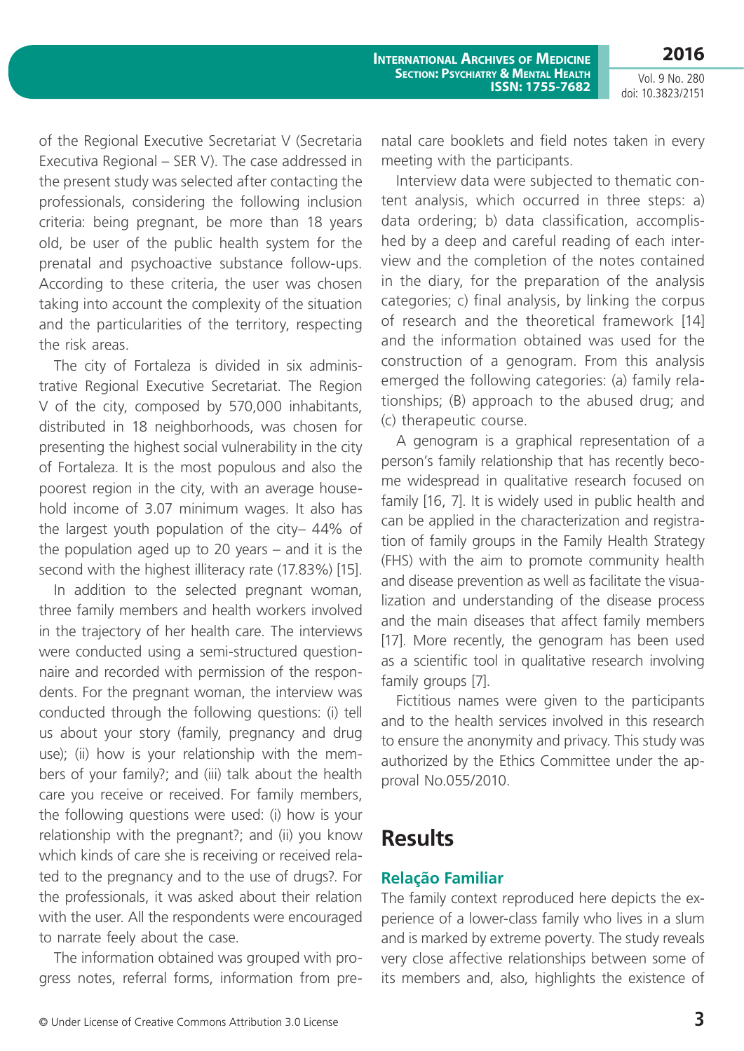of the Regional Executive Secretariat V (Secretaria Executiva Regional – SER V). The case addressed in the present study was selected after contacting the professionals, considering the following inclusion criteria: being pregnant, be more than 18 years old, be user of the public health system for the prenatal and psychoactive substance follow-ups. According to these criteria, the user was chosen taking into account the complexity of the situation and the particularities of the territory, respecting the risk areas.

The city of Fortaleza is divided in six administrative Regional Executive Secretariat. The Region V of the city, composed by 570,000 inhabitants, distributed in 18 neighborhoods, was chosen for presenting the highest social vulnerability in the city of Fortaleza. It is the most populous and also the poorest region in the city, with an average household income of 3.07 minimum wages. It also has the largest youth population of the city– 44% of the population aged up to 20 years – and it is the second with the highest illiteracy rate (17.83%) [15].

In addition to the selected pregnant woman, three family members and health workers involved in the trajectory of her health care. The interviews were conducted using a semi-structured questionnaire and recorded with permission of the respondents. For the pregnant woman, the interview was conducted through the following questions: (i) tell us about your story (family, pregnancy and drug use); (ii) how is your relationship with the members of your family?; and (iii) talk about the health care you receive or received. For family members, the following questions were used: (i) how is your relationship with the pregnant?; and (ii) you know which kinds of care she is receiving or received related to the pregnancy and to the use of drugs?. For the professionals, it was asked about their relation with the user. All the respondents were encouraged to narrate feely about the case.

The information obtained was grouped with progress notes, referral forms, information from prenatal care booklets and field notes taken in every meeting with the participants.

Interview data were subjected to thematic content analysis, which occurred in three steps: a) data ordering; b) data classification, accomplished by a deep and careful reading of each interview and the completion of the notes contained in the diary, for the preparation of the analysis categories; c) final analysis, by linking the corpus of research and the theoretical framework [14] and the information obtained was used for the construction of a genogram. From this analysis emerged the following categories: (a) family relationships; (B) approach to the abused drug; and (c) therapeutic course.

A genogram is a graphical representation of a person's family relationship that has recently become widespread in qualitative research focused on family [16, 7]. It is widely used in public health and can be applied in the characterization and registration of family groups in the Family Health Strategy (FHS) with the aim to promote community health and disease prevention as well as facilitate the visualization and understanding of the disease process and the main diseases that affect family members [17]. More recently, the genogram has been used as a scientific tool in qualitative research involving family groups [7].

Fictitious names were given to the participants and to the health services involved in this research to ensure the anonymity and privacy. This study was authorized by the Ethics Committee under the approval No.055/2010.

## Results

### Relação Familiar

The family context reproduced here depicts the experience of a lower-class family who lives in a slum and is marked by extreme poverty. The study reveals very close affective relationships between some of its members and, also, highlights the existence of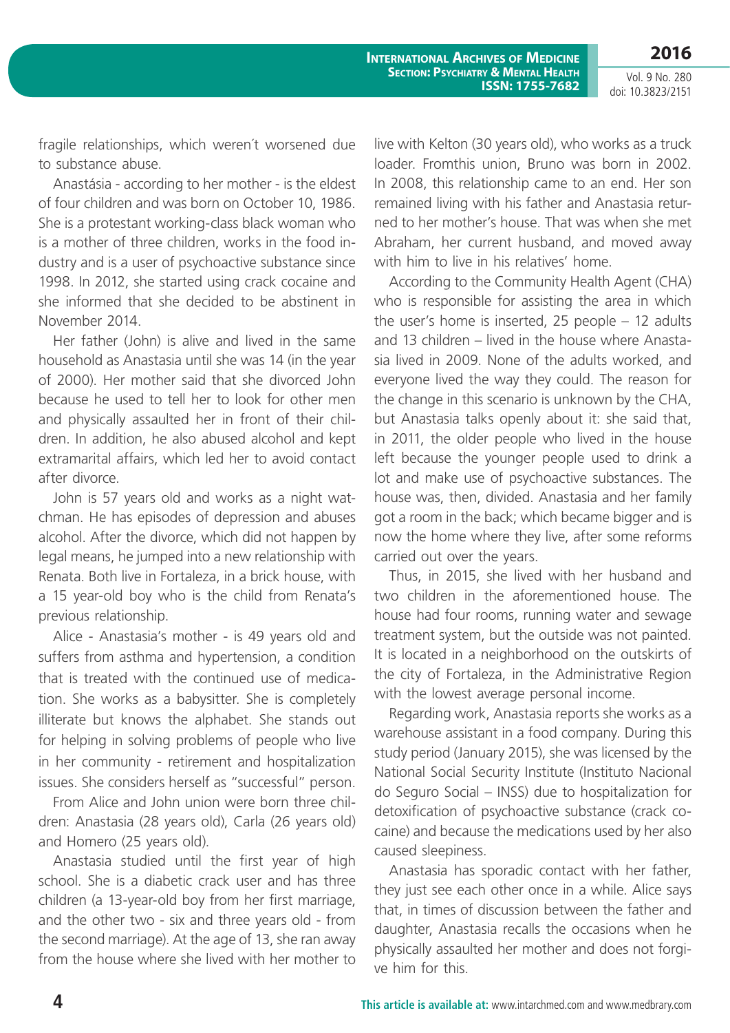fragile relationships, which weren´t worsened due to substance abuse.

Anastásia - according to her mother - is the eldest of four children and was born on October 10, 1986. She is a protestant working-class black woman who is a mother of three children, works in the food industry and is a user of psychoactive substance since 1998. In 2012, she started using crack cocaine and she informed that she decided to be abstinent in November 2014.

Her father (John) is alive and lived in the same household as Anastasia until she was 14 (in the year of 2000). Her mother said that she divorced John because he used to tell her to look for other men and physically assaulted her in front of their children. In addition, he also abused alcohol and kept extramarital affairs, which led her to avoid contact after divorce.

John is 57 years old and works as a night watchman. He has episodes of depression and abuses alcohol. After the divorce, which did not happen by legal means, he jumped into a new relationship with Renata. Both live in Fortaleza, in a brick house, with a 15 year-old boy who is the child from Renata's previous relationship.

Alice - Anastasia's mother - is 49 years old and suffers from asthma and hypertension, a condition that is treated with the continued use of medication. She works as a babysitter. She is completely illiterate but knows the alphabet. She stands out for helping in solving problems of people who live in her community - retirement and hospitalization issues. She considers herself as "successful" person.

From Alice and John union were born three children: Anastasia (28 years old), Carla (26 years old) and Homero (25 years old).

Anastasia studied until the first year of high school. She is a diabetic crack user and has three children (a 13-year-old boy from her first marriage, and the other two - six and three years old - from the second marriage). At the age of 13, she ran away from the house where she lived with her mother to live with Kelton (30 years old), who works as a truck loader. Fromthis union, Bruno was born in 2002. In 2008, this relationship came to an end. Her son remained living with his father and Anastasia returned to her mother's house. That was when she met Abraham, her current husband, and moved away with him to live in his relatives' home.

According to the Community Health Agent (CHA) who is responsible for assisting the area in which the user's home is inserted, 25 people – 12 adults and 13 children – lived in the house where Anastasia lived in 2009. None of the adults worked, and everyone lived the way they could. The reason for the change in this scenario is unknown by the CHA, but Anastasia talks openly about it: she said that, in 2011, the older people who lived in the house left because the younger people used to drink a lot and make use of psychoactive substances. The house was, then, divided. Anastasia and her family got a room in the back; which became bigger and is now the home where they live, after some reforms carried out over the years.

Thus, in 2015, she lived with her husband and two children in the aforementioned house. The house had four rooms, running water and sewage treatment system, but the outside was not painted. It is located in a neighborhood on the outskirts of the city of Fortaleza, in the Administrative Region with the lowest average personal income.

Regarding work, Anastasia reports she works as a warehouse assistant in a food company. During this study period (January 2015), she was licensed by the National Social Security Institute (Instituto Nacional do Seguro Social – INSS) due to hospitalization for detoxification of psychoactive substance (crack cocaine) and because the medications used by her also caused sleepiness.

Anastasia has sporadic contact with her father, they just see each other once in a while. Alice says that, in times of discussion between the father and daughter, Anastasia recalls the occasions when he physically assaulted her mother and does not forgive him for this.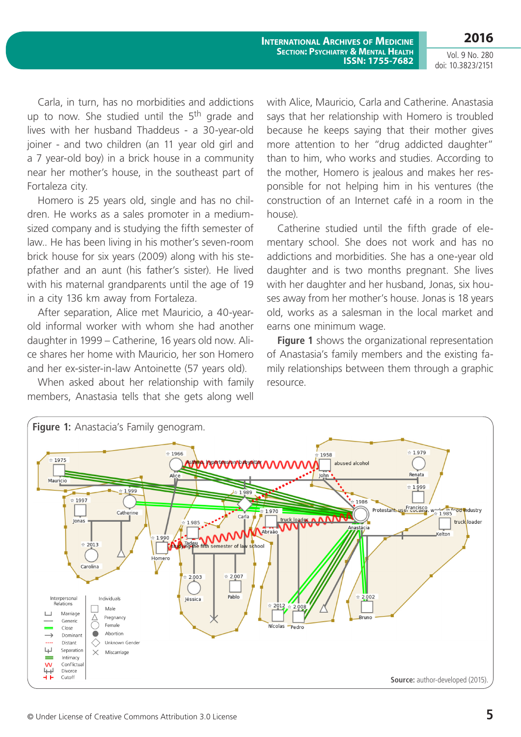Carla, in turn, has no morbidities and addictions up to now. She studied until the 5th grade and lives with her husband Thaddeus - a 30-year-old joiner - and two children (an 11 year old girl and a 7 year-old boy) in a brick house in a community near her mother's house, in the southeast part of Fortaleza city.

Homero is 25 years old, single and has no children. He works as a sales promoter in a medium-sized company and is studying the fifth semester of law.. He has been living in his mother's seven-room brick house for six years (2009) along with his stepfather and an aunt (his father's sister). He lived with his maternal grandparents until the age of 19 in a city 136 km away from Fortaleza.

After separation, Alice met Mauricio, a 40-year-old informal worker with whom she had another daughter in 1999 – Catherine, 16 years old now. Alice shares her home with Mauricio, her son Homero and her ex-sister-in-law Antoinette (57 years old).

When asked about her relationship with family members, Anastasia tells that she gets along well with Alice, Mauricio, Carla and Catherine. Anastasia says that her relationship with Homero is troubled because he keeps saying that their mother gives more attention to her "drug addicted daughter" than to him, who works and studies. According to the mother, Homero is jealous and makes her responsible for not helping him in his ventures (the construction of an Internet café in a room in the house).

Catherine studied until the fifth grade of elementary school. She does not work and has no addictions and morbidities. She has a one-year old daughter and is two months pregnant. She lives with her daughter and her husband, Jonas, six houses away from her mother's house. Jonas is 18 years old, works as a salesman in the local market and earns one minimum wage.

**Figure 1** shows the organizational representation of Anastasia's family members and the existing family relationships between them through a graphic resource.

**Figure 1:** Anastacia's Family genogram.

**Source:** author-developed (2015).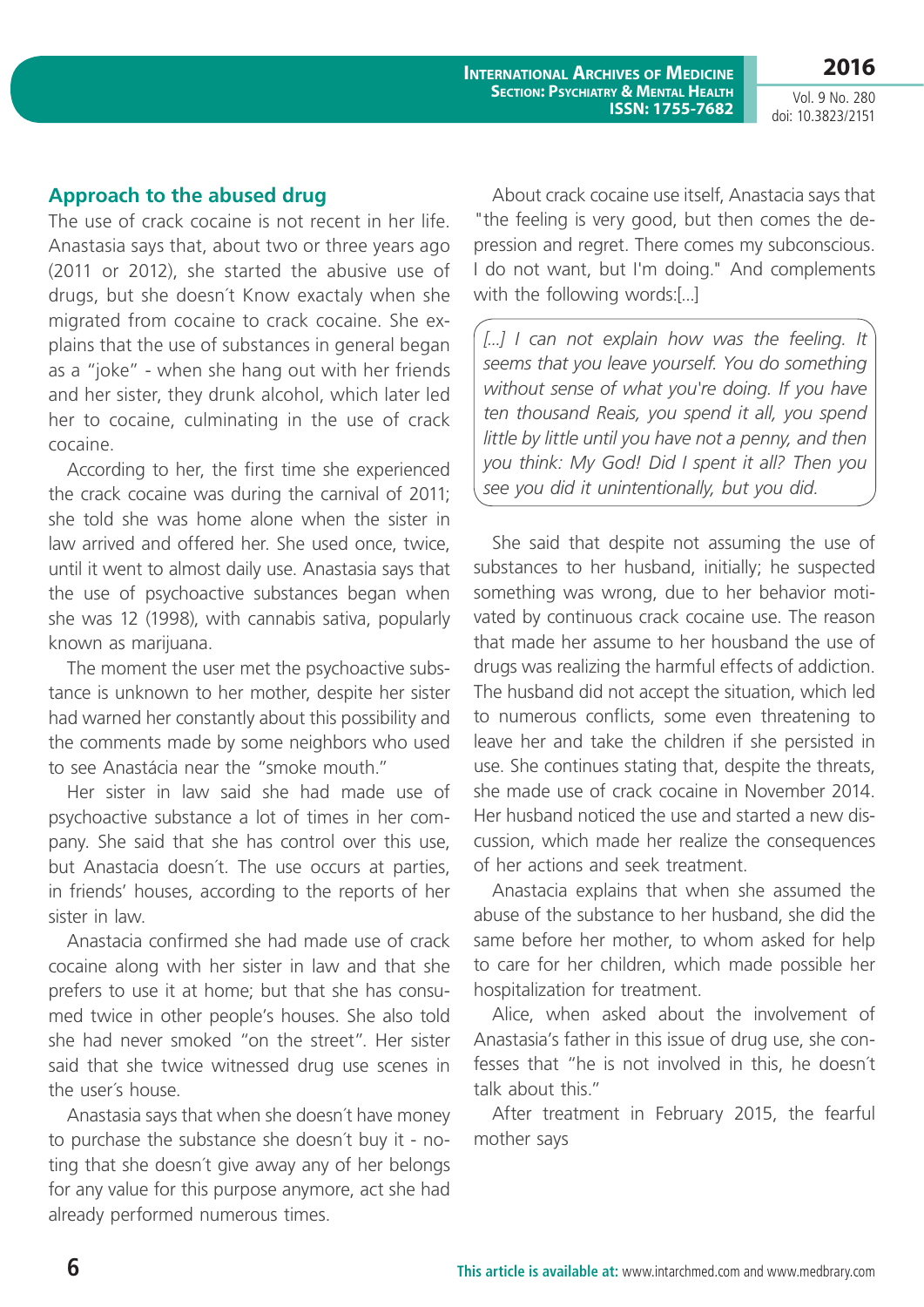## Approach to the abused drug

The use of crack cocaine is not recent in her life. Anastasia says that, about two or three years ago (2011 or 2012), she started the abusive use of drugs, but she doesn´t Know exactaly when she migrated from cocaine to crack cocaine. She explains that the use of substances in general began as a "joke" - when she hang out with her friends and her sister, they drunk alcohol, which later led her to cocaine, culminating in the use of crack cocaine.

According to her, the first time she experienced the crack cocaine was during the carnival of 2011; she told she was home alone when the sister in law arrived and offered her. She used once, twice, until it went to almost daily use. Anastasia says that the use of psychoactive substances began when she was 12 (1998), with cannabis sativa, popularly known as marijuana.

The moment the user met the psychoactive substance is unknown to her mother, despite her sister had warned her constantly about this possibility and the comments made by some neighbors who used to see Anastácia near the "smoke mouth."

Her sister in law said she had made use of psychoactive substance a lot of times in her company. She said that she has control over this use, but Anastacia doesn´t. The use occurs at parties, in friends' houses, according to the reports of her sister in law.

Anastacia confirmed she had made use of crack cocaine along with her sister in law and that she prefers to use it at home; but that she has consumed twice in other people's houses. She also told she had never smoked "on the street". Her sister said that she twice witnessed drug use scenes in the user´s house.

Anastasia says that when she doesn´t have money to purchase the substance she doesn´t buy it - noting that she doesn´t give away any of her belongs for any value for this purpose anymore, act she had already performed numerous times.

About crack cocaine use itself, Anastacia says that "the feeling is very good, but then comes the depression and regret. There comes my subconscious. I do not want, but I'm doing." And complements with the following words:[...]

> *[...] I can not explain how was the feeling. It seems that you leave yourself. You do something without sense of what you're doing. If you have ten thousand Reais, you spend it all, you spend little by little until you have not a penny, and then you think: My God! Did I spent it all? Then you see you did it unintentionally, but you did.*

She said that despite not assuming the use of substances to her husband, initially; he suspected something was wrong, due to her behavior motivated by continuous crack cocaine use. The reason that made her assume to her housband the use of drugs was realizing the harmful effects of addiction. The husband did not accept the situation, which led to numerous conflicts, some even threatening to leave her and take the children if she persisted in use. She continues stating that, despite the threats, she made use of crack cocaine in November 2014. Her husband noticed the use and started a new discussion, which made her realize the consequences of her actions and seek treatment.

Anastacia explains that when she assumed the abuse of the substance to her husband, she did the same before her mother, to whom asked for help to care for her children, which made possible her hospitalization for treatment.

Alice, when asked about the involvement of Anastasia's father in this issue of drug use, she confesses that "he is not involved in this, he doesn´t talk about this."

After treatment in February 2015, the fearful mother says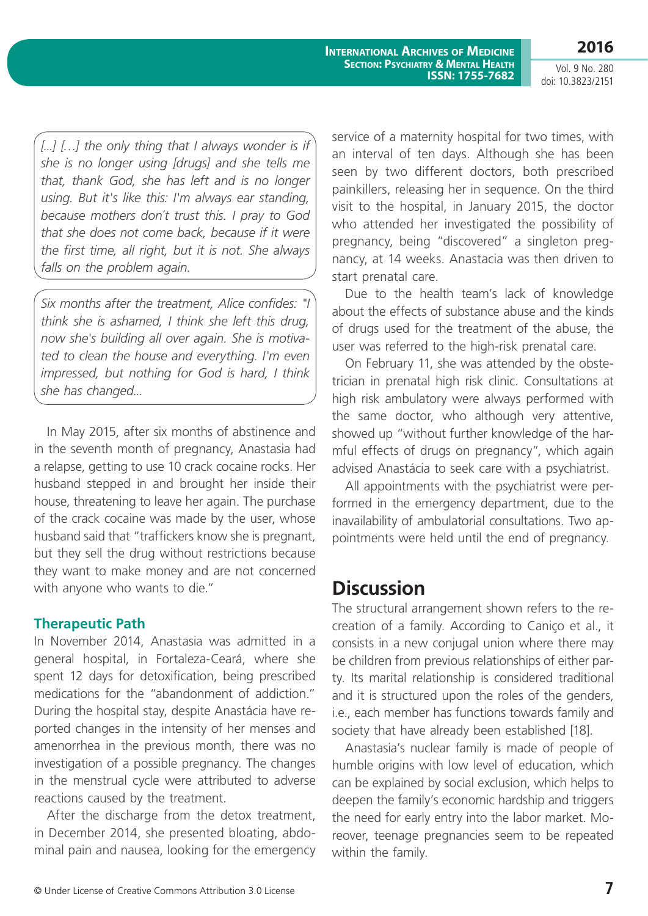*[...] [...] the only thing that I always wonder is if she is no longer using [drugs] and she tells me that, thank God, she has left and is no longer using. But it's like this: I'm always ear standing, because mothers don´t trust this. I pray to God that she does not come back, because if it were the first time, all right, but it is not. She always falls on the problem again.*

*Six months after the treatment, Alice confides: "I think she is ashamed, I think she left this drug, now she's building all over again. She is motivated to clean the house and everything. I'm even impressed, but nothing for God is hard, I think she has changed...*

In May 2015, after six months of abstinence and in the seventh month of pregnancy, Anastasia had a relapse, getting to use 10 crack cocaine rocks. Her husband stepped in and brought her inside their house, threatening to leave her again. The purchase of the crack cocaine was made by the user, whose husband said that "traffickers know she is pregnant, but they sell the drug without restrictions because they want to make money and are not concerned with anyone who wants to die."

### Therapeutic Path

In November 2014, Anastasia was admitted in a general hospital, in Fortaleza-Ceará, where she spent 12 days for detoxification, being prescribed medications for the "abandonment of addiction." During the hospital stay, despite Anastácia have reported changes in the intensity of her menses and amenorrhea in the previous month, there was no investigation of a possible pregnancy. The changes in the menstrual cycle were attributed to adverse reactions caused by the treatment.

After the discharge from the detox treatment, in December 2014, she presented bloating, abdominal pain and nausea, looking for the emergency service of a maternity hospital for two times, with an interval of ten days. Although she has been seen by two different doctors, both prescribed painkillers, releasing her in sequence. On the third visit to the hospital, in January 2015, the doctor who attended her investigated the possibility of pregnancy, being "discovered" a singleton pregnancy, at 14 weeks. Anastacia was then driven to start prenatal care.

Due to the health team's lack of knowledge about the effects of substance abuse and the kinds of drugs used for the treatment of the abuse, the user was referred to the high-risk prenatal care.

On February 11, she was attended by the obstetrician in prenatal high risk clinic. Consultations at high risk ambulatory were always performed with the same doctor, who although very attentive, showed up "without further knowledge of the harmful effects of drugs on pregnancy", which again advised Anastácia to seek care with a psychiatrist.

All appointments with the psychiatrist were performed in the emergency department, due to the inavailability of ambulatorial consultations. Two appointments were held until the end of pregnancy.

## Discussion

The structural arrangement shown refers to the recreation of a family. According to Caniço et al., it consists in a new conjugal union where there may be children from previous relationships of either party. Its marital relationship is considered traditional and it is structured upon the roles of the genders, i.e., each member has functions towards family and society that have already been established [18].

Anastasia's nuclear family is made of people of humble origins with low level of education, which can be explained by social exclusion, which helps to deepen the family's economic hardship and triggers the need for early entry into the labor market. Moreover, teenage pregnancies seem to be repeated within the family.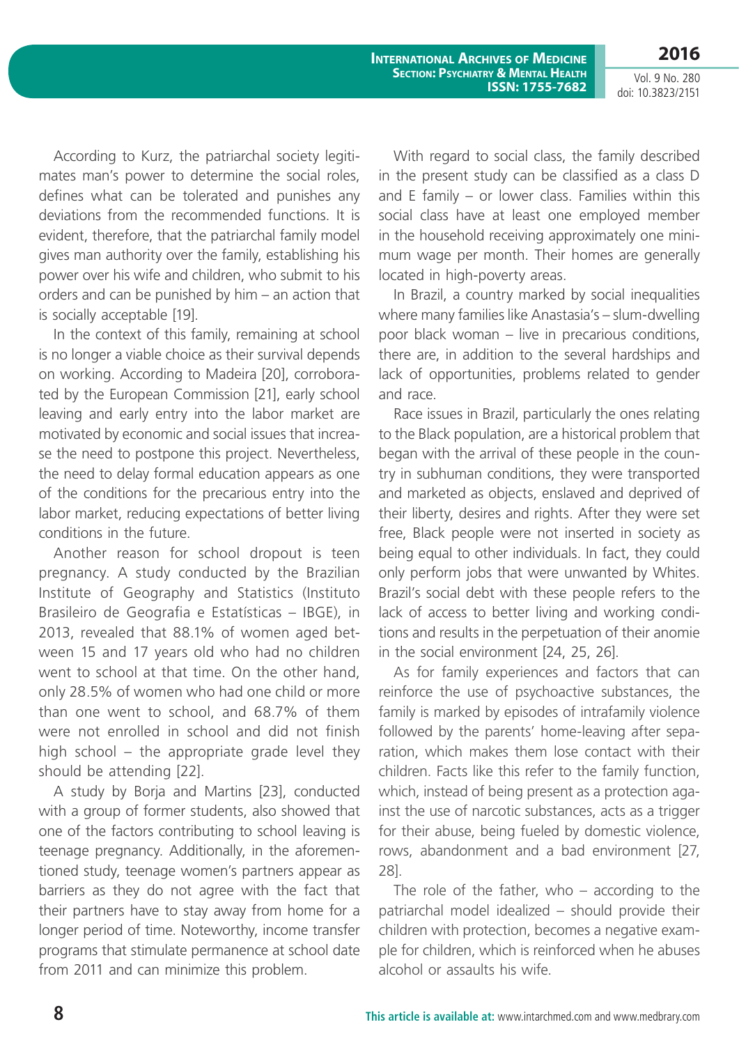According to Kurz, the patriarchal society legitimates man's power to determine the social roles, defines what can be tolerated and punishes any deviations from the recommended functions. It is evident, therefore, that the patriarchal family model gives man authority over the family, establishing his power over his wife and children, who submit to his orders and can be punished by him – an action that is socially acceptable [19].

In the context of this family, remaining at school is no longer a viable choice as their survival depends on working. According to Madeira [20], corroborated by the European Commission [21], early school leaving and early entry into the labor market are motivated by economic and social issues that increase the need to postpone this project. Nevertheless, the need to delay formal education appears as one of the conditions for the precarious entry into the labor market, reducing expectations of better living conditions in the future.

Another reason for school dropout is teen pregnancy. A study conducted by the Brazilian Institute of Geography and Statistics (Instituto Brasileiro de Geografia e Estatísticas – IBGE), in 2013, revealed that 88.1% of women aged between 15 and 17 years old who had no children went to school at that time. On the other hand, only 28.5% of women who had one child or more than one went to school, and 68.7% of them were not enrolled in school and did not finish high school – the appropriate grade level they should be attending [22].

A study by Borja and Martins [23], conducted with a group of former students, also showed that one of the factors contributing to school leaving is teenage pregnancy. Additionally, in the aforementioned study, teenage women's partners appear as barriers as they do not agree with the fact that their partners have to stay away from home for a longer period of time. Noteworthy, income transfer programs that stimulate permanence at school date from 2011 and can minimize this problem.

With regard to social class, the family described in the present study can be classified as a class D and E family – or lower class. Families within this social class have at least one employed member in the household receiving approximately one minimum wage per month. Their homes are generally located in high-poverty areas.

In Brazil, a country marked by social inequalities where many families like Anastasia's – slum-dwelling poor black woman – live in precarious conditions, there are, in addition to the several hardships and lack of opportunities, problems related to gender and race.

Race issues in Brazil, particularly the ones relating to the Black population, are a historical problem that began with the arrival of these people in the country in subhuman conditions, they were transported and marketed as objects, enslaved and deprived of their liberty, desires and rights. After they were set free, Black people were not inserted in society as being equal to other individuals. In fact, they could only perform jobs that were unwanted by Whites. Brazil's social debt with these people refers to the lack of access to better living and working conditions and results in the perpetuation of their anomie in the social environment [24, 25, 26].

As for family experiences and factors that can reinforce the use of psychoactive substances, the family is marked by episodes of intrafamily violence followed by the parents' home-leaving after separation, which makes them lose contact with their children. Facts like this refer to the family function, which, instead of being present as a protection against the use of narcotic substances, acts as a trigger for their abuse, being fueled by domestic violence, rows, abandonment and a bad environment [27, 28].

The role of the father, who – according to the patriarchal model idealized – should provide their children with protection, becomes a negative example for children, which is reinforced when he abuses alcohol or assaults his wife.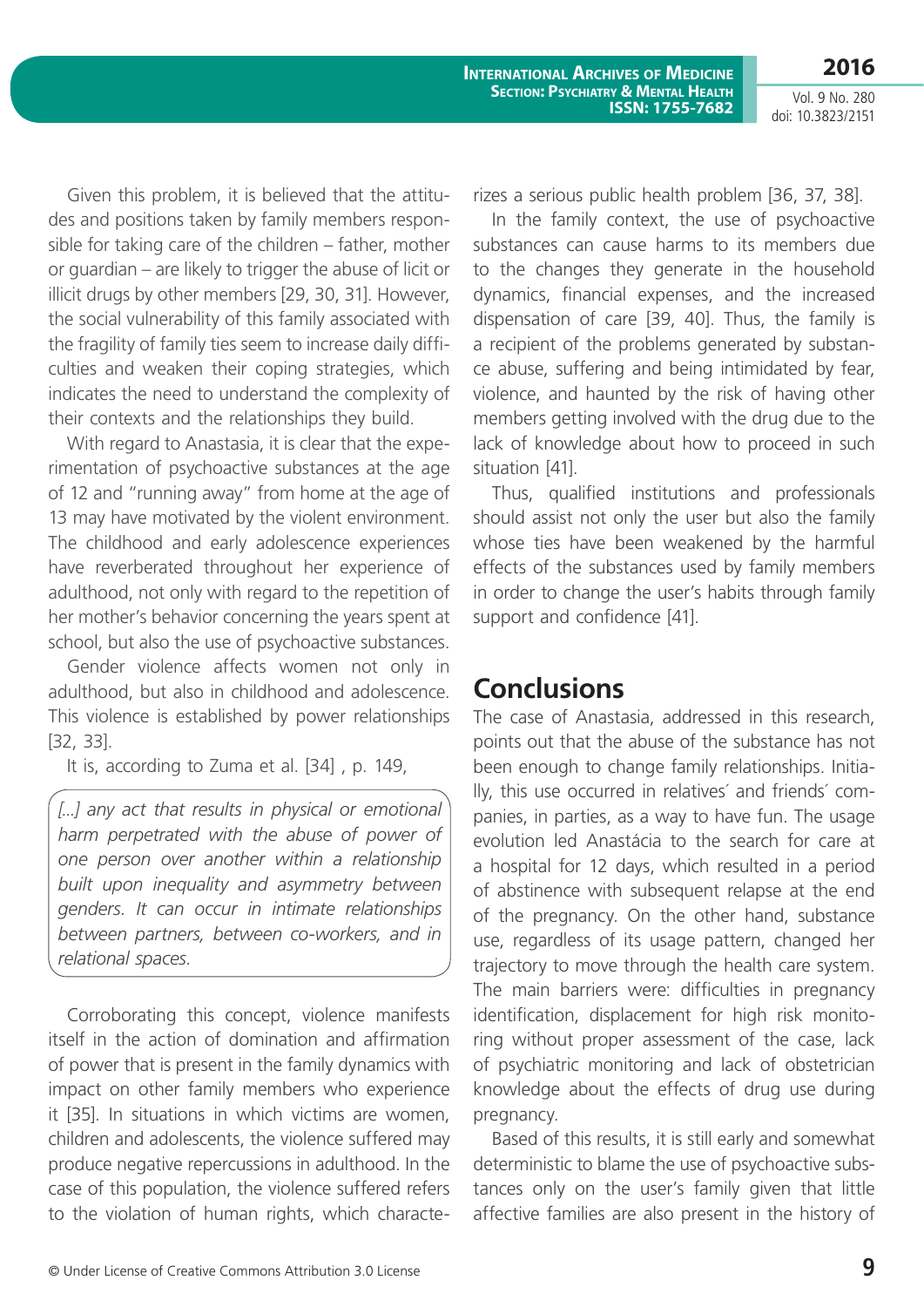Given this problem, it is believed that the attitudes and positions taken by family members responsible for taking care of the children – father, mother or guardian – are likely to trigger the abuse of licit or illicit drugs by other members [29, 30, 31]. However, the social vulnerability of this family associated with the fragility of family ties seem to increase daily difficulties and weaken their coping strategies, which indicates the need to understand the complexity of their contexts and the relationships they build.

With regard to Anastasia, it is clear that the experimentation of psychoactive substances at the age of 12 and "running away" from home at the age of 13 may have motivated by the violent environment. The childhood and early adolescence experiences have reverberated throughout her experience of adulthood, not only with regard to the repetition of her mother's behavior concerning the years spent at school, but also the use of psychoactive substances.

Gender violence affects women not only in adulthood, but also in childhood and adolescence. This violence is established by power relationships [32, 33].

It is, according to Zuma et al. [34] , p. 149,

> *[...] any act that results in physical or emotional harm perpetrated with the abuse of power of one person over another within a relationship built upon inequality and asymmetry between genders. It can occur in intimate relationships between partners, between co-workers, and in relational spaces.*

Corroborating this concept, violence manifests itself in the action of domination and affirmation of power that is present in the family dynamics with impact on other family members who experience it [35]. In situations in which victims are women, children and adolescents, the violence suffered may produce negative repercussions in adulthood. In the case of this population, the violence suffered refers to the violation of human rights, which characterizes a serious public health problem [36, 37, 38].

In the family context, the use of psychoactive substances can cause harms to its members due to the changes they generate in the household dynamics, financial expenses, and the increased dispensation of care [39, 40]. Thus, the family is a recipient of the problems generated by substance abuse, suffering and being intimidated by fear, violence, and haunted by the risk of having other members getting involved with the drug due to the lack of knowledge about how to proceed in such situation [41].

Thus, qualified institutions and professionals should assist not only the user but also the family whose ties have been weakened by the harmful effects of the substances used by family members in order to change the user's habits through family support and confidence [41].

## Conclusions

The case of Anastasia, addressed in this research, points out that the abuse of the substance has not been enough to change family relationships. Initially, this use occurred in relatives´ and friends´ companies, in parties, as a way to have fun. The usage evolution led Anastácia to the search for care at a hospital for 12 days, which resulted in a period of abstinence with subsequent relapse at the end of the pregnancy. On the other hand, substance use, regardless of its usage pattern, changed her trajectory to move through the health care system. The main barriers were: difficulties in pregnancy identification, displacement for high risk monitoring without proper assessment of the case, lack of psychiatric monitoring and lack of obstetrician knowledge about the effects of drug use during pregnancy.

Based of this results, it is still early and somewhat deterministic to blame the use of psychoactive substances only on the user's family given that little affective families are also present in the history of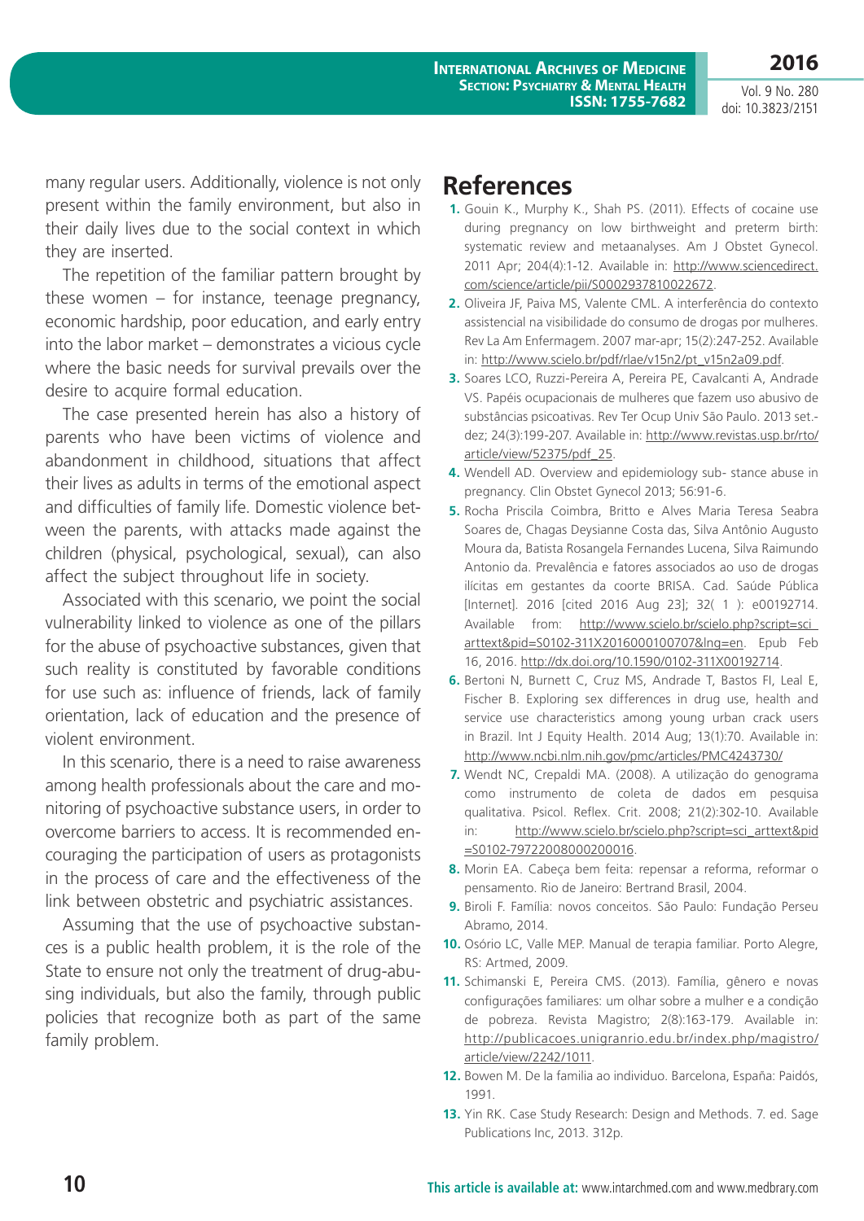many regular users. Additionally, violence is not only present within the family environment, but also in their daily lives due to the social context in which they are inserted.

The repetition of the familiar pattern brought by these women – for instance, teenage pregnancy, economic hardship, poor education, and early entry into the labor market – demonstrates a vicious cycle where the basic needs for survival prevails over the desire to acquire formal education.

The case presented herein has also a history of parents who have been victims of violence and abandonment in childhood, situations that affect their lives as adults in terms of the emotional aspect and difficulties of family life. Domestic violence between the parents, with attacks made against the children (physical, psychological, sexual), can also affect the subject throughout life in society.

Associated with this scenario, we point the social vulnerability linked to violence as one of the pillars for the abuse of psychoactive substances, given that such reality is constituted by favorable conditions for use such as: influence of friends, lack of family orientation, lack of education and the presence of violent environment.

In this scenario, there is a need to raise awareness among health professionals about the care and monitoring of psychoactive substance users, in order to overcome barriers to access. It is recommended encouraging the participation of users as protagonists in the process of care and the effectiveness of the link between obstetric and psychiatric assistances.

Assuming that the use of psychoactive substances is a public health problem, it is the role of the State to ensure not only the treatment of drug-abusing individuals, but also the family, through public policies that recognize both as part of the same family problem.

# References

1. Gouin K., Murphy K., Shah PS. (2011). Effects of cocaine use during pregnancy on low birthweight and preterm birth: systematic review and metaanalyses. Am J Obstet Gynecol. 2011 Apr; 204(4):1-12. Available in: http://www.sciencedirect.com/science/article/pii/S0002937810022672.
2. Oliveira JF, Paiva MS, Valente CML. A interferência do contexto assistencial na visibilidade do consumo de drogas por mulheres. Rev La Am Enfermagem. 2007 mar-apr; 15(2):247-252. Available in: http://www.scielo.br/pdf/rlae/v15n2/pt_v15n2a09.pdf.
3. Soares LCO, Ruzzi-Pereira A, Pereira PE, Cavalcanti A, Andrade VS. Papéis ocupacionais de mulheres que fazem uso abusivo de substâncias psicoativas. Rev Ter Ocup Univ São Paulo. 2013 set.-dez; 24(3):199-207. Available in: http://www.revistas.usp.br/rto/article/view/52375/pdf_25.
4. Wendell AD. Overview and epidemiology sub- stance abuse in pregnancy. Clin Obstet Gynecol 2013; 56:91-6.
5. Rocha Priscila Coimbra, Britto e Alves Maria Teresa Seabra Soares de, Chagas Deysianne Costa das, Silva Antônio Augusto Moura da, Batista Rosangela Fernandes Lucena, Silva Raimundo Antonio da. Prevalência e fatores associados ao uso de drogas ilícitas em gestantes da coorte BRISA. Cad. Saúde Pública [Internet]. 2016 [cited 2016 Aug 23]; 32( 1 ): e00192714. Available from: http://www.scielo.br/scielo.php?script=sci_arttext&pid=S0102-311X2016000100707&lng=en. Epub Feb 16, 2016. http://dx.doi.org/10.1590/0102-311X00192714.
6. Bertoni N, Burnett C, Cruz MS, Andrade T, Bastos FI, Leal E, Fischer B. Exploring sex differences in drug use, health and service use characteristics among young urban crack users in Brazil. Int J Equity Health. 2014 Aug; 13(1):70. Available in: http://www.ncbi.nlm.nih.gov/pmc/articles/PMC4243730/
7. Wendt NC, Crepaldi MA. (2008). A utilização do genograma como instrumento de coleta de dados em pesquisa qualitativa. Psicol. Reflex. Crit. 2008; 21(2):302-10. Available in: http://www.scielo.br/scielo.php?script=sci_arttext&pid=S0102-79722008000200016.
8. Morin EA. Cabeça bem feita: repensar a reforma, reformar o pensamento. Rio de Janeiro: Bertrand Brasil, 2004.
9. Biroli F. Família: novos conceitos. São Paulo: Fundação Perseu Abramo, 2014.
10. Osório LC, Valle MEP. Manual de terapia familiar. Porto Alegre, RS: Artmed, 2009.
11. Schimanski E, Pereira CMS. (2013). Família, gênero e novas configurações familiares: um olhar sobre a mulher e a condição de pobreza. Revista Magistro; 2(8):163-179. Available in: http://publicacoes.unigranrio.edu.br/index.php/magistro/article/view/2242/1011.
12. Bowen M. De la familia ao individuo. Barcelona, España: Paidós, 1991.
13. Yin RK. Case Study Research: Design and Methods. 7. ed. Sage Publications Inc, 2013. 312p.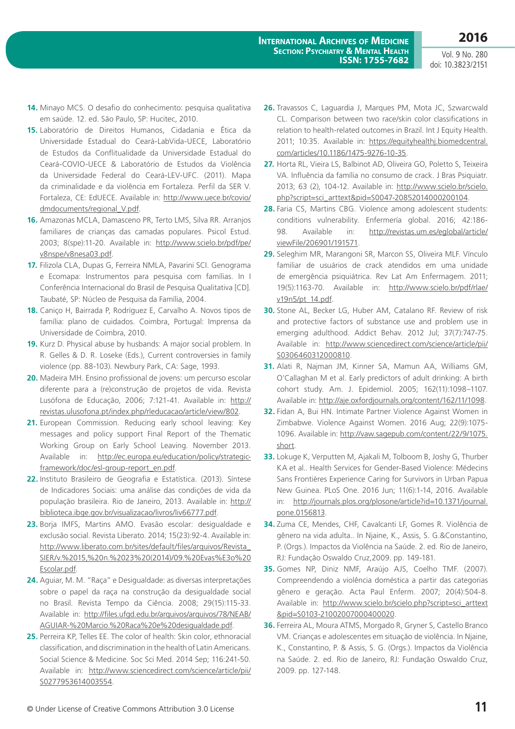14. Minayo MCS. O desafio do conhecimento: pesquisa qualitativa em saúde. 12. ed. São Paulo, SP: Hucitec, 2010.
15. Laboratório de Direitos Humanos, Cidadania e Ética da Universidade Estadual do Ceará-LabVida-UECE, Laboratório de Estudos da Conflitualidade da Universidade Estadual do Ceará-COVIO-UECE & Laboratório de Estudos da Violência da Universidade Federal do Ceará-LEV-UFC. (2011). Mapa da criminalidade e da violência em Fortaleza. Perfil da SER V. Fortaleza, CE: EdUECE. Available in: http://www.uece.br/covio/dmdocuments/regional_V.pdf.
16. Amazonas MCLA, Damasceno PR, Terto LMS, Silva RR. Arranjos familiares de crianças das camadas populares. Psicol Estud. 2003; 8(spe):11-20. Available in: http://www.scielo.br/pdf/pe/v8nspe/v8nesa03.pdf.
17. Filizola CLA, Dupas G, Ferreira NMLA, Pavarini SCI. Genograma e Ecomapa: Instrumentos para pesquisa com famílias. In I Conferência Internacional do Brasil de Pesquisa Qualitativa [CD]. Taubaté, SP: Núcleo de Pesquisa da Família, 2004.
18. Caniço H, Bairrada P, Rodríguez E, Carvalho A. Novos tipos de família: plano de cuidados. Coimbra, Portugal: Imprensa da Universidade de Coimbra, 2010.
19. Kurz D. Physical abuse by husbands: A major social problem. In R. Gelles & D. R. Loseke (Eds.), Current controversies in family violence (pp. 88-103). Newbury Park, CA: Sage, 1993.
20. Madeira MH. Ensino profissional de jovens: um percurso escolar diferente para a (re)construção de projetos de vida. Revista Lusófona de Educação, 2006; 7:121-41. Available in: http://revistas.ulusofona.pt/index.php/rleducacao/article/view/802.
21. European Commission. Reducing early school leaving: Key messages and policy support Final Report of the Thematic Working Group on Early School Leaving. November 2013. Available in: http://ec.europa.eu/education/policy/strategic-framework/doc/esl-group-report_en.pdf.
22. Instituto Brasileiro de Geografia e Estatística. (2013). Síntese de Indicadores Sociais: uma análise das condições de vida da população brasileira. Rio de Janeiro, 2013. Available in: http://biblioteca.ibge.gov.br/visualizacao/livros/liv66777.pdf.
23. Borja IMFS, Martins AMO. Evasão escolar: desigualdade e exclusão social. Revista Liberato. 2014; 15(23):92-4. Available in: http://www.liberato.com.br/sites/default/files/arquivos/Revista_SIER/v.%2015,%20n.%2023%20(2014)/09.%20Evas%E3o%20Escolar.pdf.
24. Aguiar, M. M. "Raça" e Desigualdade: as diversas interpretações sobre o papel da raça na construção da desigualdade social no Brasil. Revista Tempo da Ciência. 2008; 29(15):115-33. Available in: http://files.ufgd.edu.br/arquivos/arquivos/78/NEAB/AGUIAR-%20Marcio.%20Raca%20e%20desigualdade.pdf.
25. Perreira KP, Telles EE. The color of health: Skin color, ethnoracial classification, and discrimination in the health of Latin Americans. Social Science & Medicine. Soc Sci Med. 2014 Sep; 116:241-50. Available in: http://www.sciencedirect.com/science/article/pii/S0277953614003554.
26. Travassos C, Laguardia J, Marques PM, Mota JC, Szwarcwald CL. Comparison between two race/skin color classifications in relation to health-related outcomes in Brazil. Int J Equity Health. 2011; 10:35. Available in: https://equityhealthj.biomedcentral.com/articles/10.1186/1475-9276-10-35.
27. Horta RL, Vieira LS, Balbinot AD, Oliveira GO, Poletto S, Teixeira VA. Influência da família no consumo de crack. J Bras Psiquiatr. 2013; 63 (2), 104-12. Available in: http://www.scielo.br/scielo.php?script=sci_arttext&pid=S0047-20852014000200104.
28. Faria CS, Martins CBG. Violence among adolescent students: conditions vulnerability. Enfermería global. 2016; 42:186-98. Available in: http://revistas.um.es/eglobal/article/viewFile/206901/191571.
29. Seleghim MR, Marangoni SR, Marcon SS, Oliveira MLF. Vínculo familiar de usuários de crack atendidos em uma unidade de emergência psiquiátrica. Rev Lat Am Enfermagem. 2011; 19(5):1163-70. Available in: http://www.scielo.br/pdf/rlae/v19n5/pt_14.pdf.
30. Stone AL, Becker LG, Huber AM, Catalano RF. Review of risk and protective factors of substance use and problem use in emerging adulthood. Addict Behav. 2012 Jul; 37(7):747-75. Available in: http://www.sciencedirect.com/science/article/pii/S0306460312000810.
31. Alati R, Najman JM, Kinner SA, Mamun AA, Williams GM, O'Callaghan M et al. Early predictors of adult drinking: A birth cohort study. Am. J. Epidemiol. 2005; 162(11):1098–1107. Available in: http://aje.oxfordjournals.org/content/162/11/1098.
32. Fidan A, Bui HN. Intimate Partner Violence Against Women in Zimbabwe. Violence Against Women. 2016 Aug; 22(9):1075-1096. Available in: http://vaw.sagepub.com/content/22/9/1075.short.
33. Lokuge K, Verputten M, Ajakali M, Tolboom B, Joshy G, Thurber KA et al.. Health Services for Gender-Based Violence: Médecins Sans Frontières Experience Caring for Survivors in Urban Papua New Guinea. PLoS One. 2016 Jun; 11(6):1-14, 2016. Available in: http://journals.plos.org/plosone/article?id=10.1371/journal.pone.0156813.
34. Zuma CE, Mendes, CHF, Cavalcanti LF, Gomes R. Violência de gênero na vida adulta.. In Njaine, K., Assis, S. G.&Constantino, P. (Orgs.). Impactos da Violência na Saúde. 2. ed. Rio de Janeiro, RJ: Fundação Oswaldo Cruz,2009. pp. 149-181.
35. Gomes NP, Diniz NMF, Araújo AJS, Coelho TMF. (2007). Compreendendo a violência doméstica a partir das categorias gênero e geração. Acta Paul Enferm. 2007; 20(4):504-8. Available in: http://www.scielo.br/scielo.php?script=sci_arttext&pid=S0103-21002007000400020.
36. Ferreira AL, Moura ATMS, Morgado R, Gryner S, Castello Branco VM. Crianças e adolescentes em situação de violência. In Njaine, K., Constantino, P. & Assis, S. G. (Orgs.). Impactos da Violência na Saúde. 2. ed. Rio de Janeiro, RJ: Fundação Oswaldo Cruz, 2009. pp. 127-148.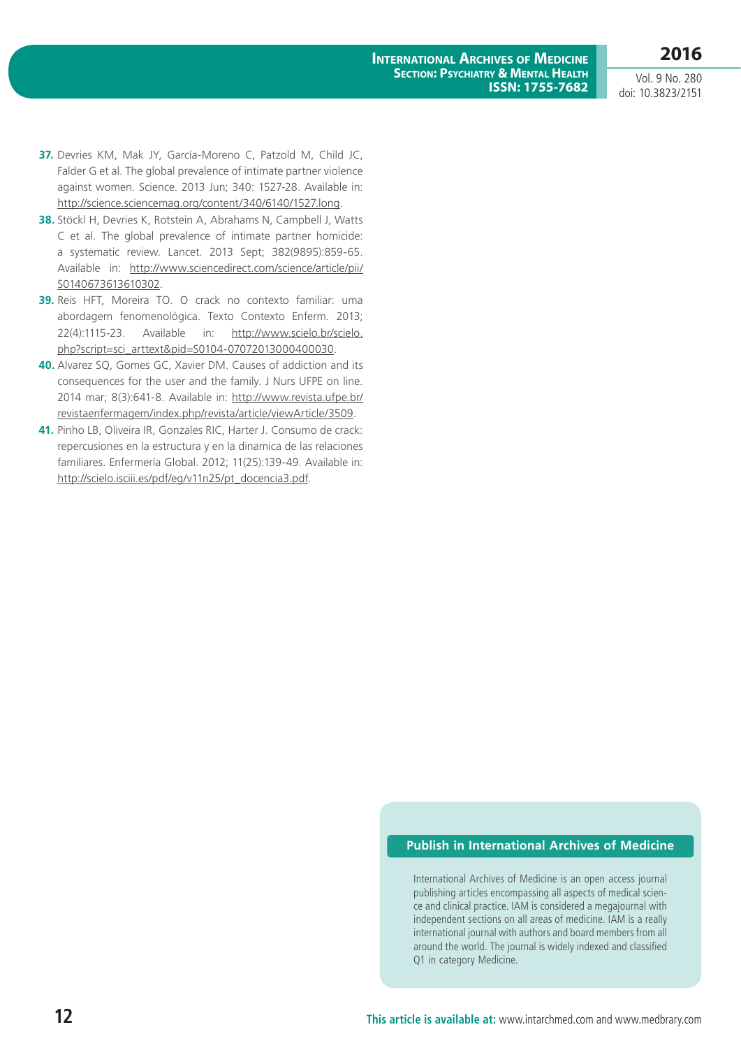37. Devries KM, Mak JY, García-Moreno C, Patzold M, Child JC, Falder G et al. The global prevalence of intimate partner violence against women. Science. 2013 Jun; 340: 1527-28. Available in: http://science.sciencemag.org/content/340/6140/1527.long.

38. Stöckl H, Devries K, Rotstein A, Abrahams N, Campbell J, Watts C et al. The global prevalence of intimate partner homicide: a systematic review. Lancet. 2013 Sept; 382(9895):859-65. Available in: http://www.sciencedirect.com/science/article/pii/S0140673613610302.

39. Reis HFT, Moreira TO. O crack no contexto familiar: uma abordagem fenomenológica. Texto Contexto Enferm. 2013; 22(4):1115-23. Available in: http://www.scielo.br/scielo.php?script=sci_arttext&pid=S0104-07072013000400030.

40. Alvarez SQ, Gomes GC, Xavier DM. Causes of addiction and its consequences for the user and the family. J Nurs UFPE on line. 2014 mar; 8(3):641-8. Available in: http://www.revista.ufpe.br/revistaenfermagem/index.php/revista/article/viewArticle/3509.

41. Pinho LB, Oliveira IR, Gonzales RIC, Harter J. Consumo de crack: repercusiones en la estructura y en la dinamica de las relaciones familiares. Enfermería Global. 2012; 11(25):139-49. Available in: http://scielo.isciii.es/pdf/eg/v11n25/pt_docencia3.pdf.

**Publish in International Archives of Medicine**

International Archives of Medicine is an open access journal publishing articles encompassing all aspects of medical science and clinical practice. IAM is considered a megajournal with independent sections on all areas of medicine. IAM is a really international journal with authors and board members from all around the world. The journal is widely indexed and classified Q1 in category Medicine.